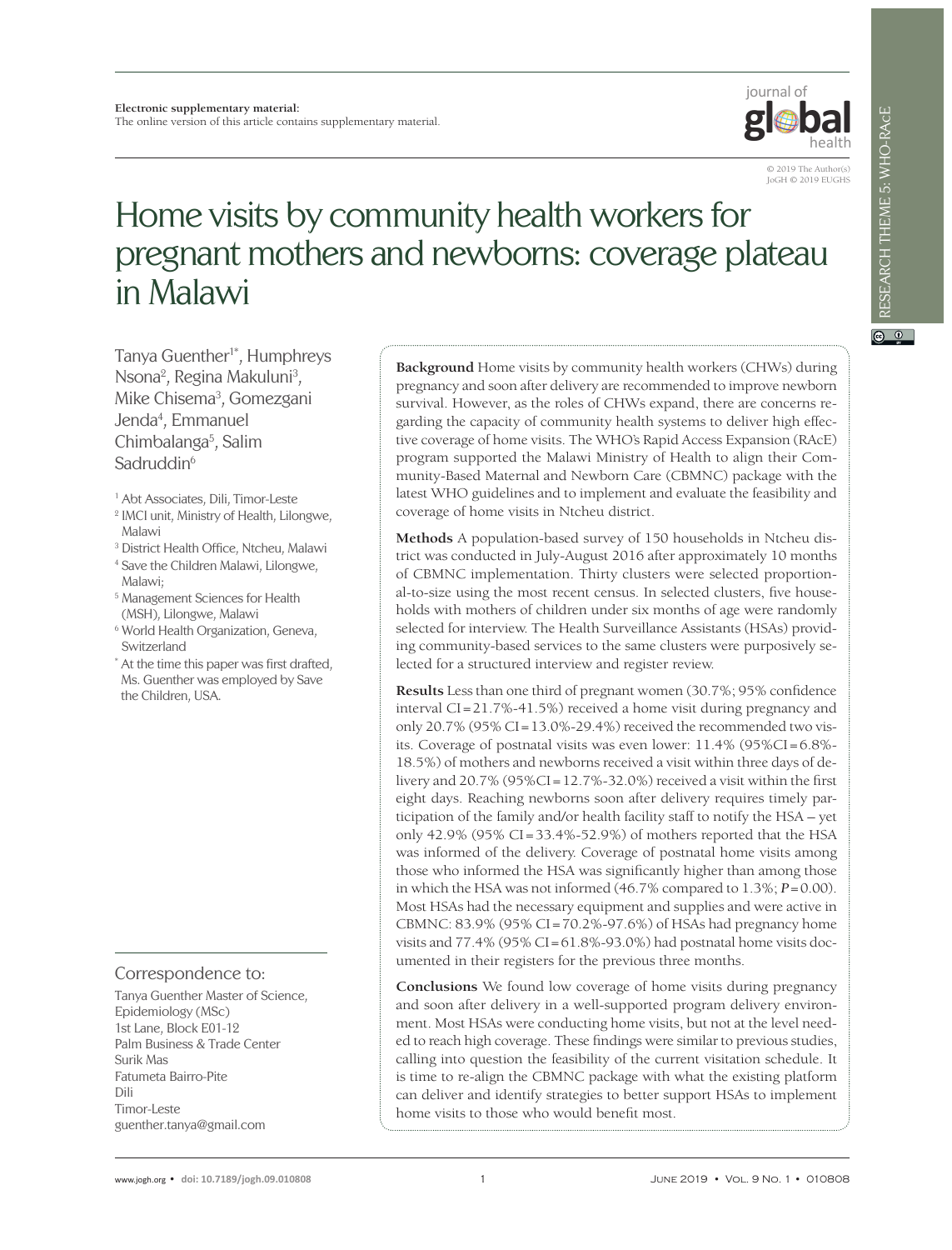**Electronic supplementary material:**
The online version of this article contains supplementary material.

© 2019 The Author(s)
JoGH © 2019 EUGHS

# Home visits by community health workers for pregnant mothers and newborns: coverage plateau in Malawi

Tanya Guenther[1*], Humphreys Nsona[2], Regina Makuluni[3], Mike Chisema[3], Gomezgani Jenda[4], Emmanuel Chimbalanga[5], Salim Sadruddin[6]

[1] Abt Associates, Dili, Timor-Leste
[2] IMCI unit, Ministry of Health, Lilongwe, Malawi
[3] District Health Office, Ntcheu, Malawi
[4] Save the Children Malawi, Lilongwe, Malawi;
[5] Management Sciences for Health (MSH), Lilongwe, Malawi
[6] World Health Organization, Geneva, Switzerland
[*] At the time this paper was first drafted, Ms. Guenther was employed by Save the Children, USA.

**Background** Home visits by community health workers (CHWs) during pregnancy and soon after delivery are recommended to improve newborn survival. However, as the roles of CHWs expand, there are concerns regarding the capacity of community health systems to deliver high effective coverage of home visits. The WHO's Rapid Access Expansion (RAcE) program supported the Malawi Ministry of Health to align their Community-Based Maternal and Newborn Care (CBMNC) package with the latest WHO guidelines and to implement and evaluate the feasibility and coverage of home visits in Ntcheu district.

**Methods** A population-based survey of 150 households in Ntcheu district was conducted in July-August 2016 after approximately 10 months of CBMNC implementation. Thirty clusters were selected proportional-to-size using the most recent census. In selected clusters, five households with mothers of children under six months of age were randomly selected for interview. The Health Surveillance Assistants (HSAs) providing community-based services to the same clusters were purposively selected for a structured interview and register review.

**Results** Less than one third of pregnant women (30.7%; 95% confidence interval CI = 21.7%-41.5%) received a home visit during pregnancy and only 20.7% (95% CI = 13.0%-29.4%) received the recommended two visits. Coverage of postnatal visits was even lower: 11.4% (95%CI = 6.8%-18.5%) of mothers and newborns received a visit within three days of delivery and 20.7% (95%CI = 12.7%-32.0%) received a visit within the first eight days. Reaching newborns soon after delivery requires timely participation of the family and/or health facility staff to notify the HSA – yet only 42.9% (95% CI = 33.4%-52.9%) of mothers reported that the HSA was informed of the delivery. Coverage of postnatal home visits among those who informed the HSA was significantly higher than among those in which the HSA was not informed (46.7% compared to 1.3%; $P = 0.00$). Most HSAs had the necessary equipment and supplies and were active in CBMNC: 83.9% (95% CI = 70.2%-97.6%) of HSAs had pregnancy home visits and 77.4% (95% CI = 61.8%-93.0%) had postnatal home visits documented in their registers for the previous three months.

**Conclusions** We found low coverage of home visits during pregnancy and soon after delivery in a well-supported program delivery environment. Most HSAs were conducting home visits, but not at the level needed to reach high coverage. These findings were similar to previous studies, calling into question the feasibility of the current visitation schedule. It is time to re-align the CBMNC package with what the existing platform can deliver and identify strategies to better support HSAs to implement home visits to those who would benefit most.

Correspondence to:
Tanya Guenther Master of Science, Epidemiology (MSc)
1st Lane, Block E01-12
Palm Business & Trade Center
Surik Mas
Fatumeta Bairro-Pite
Dili
Timor-Leste
guenther.tanya@gmail.com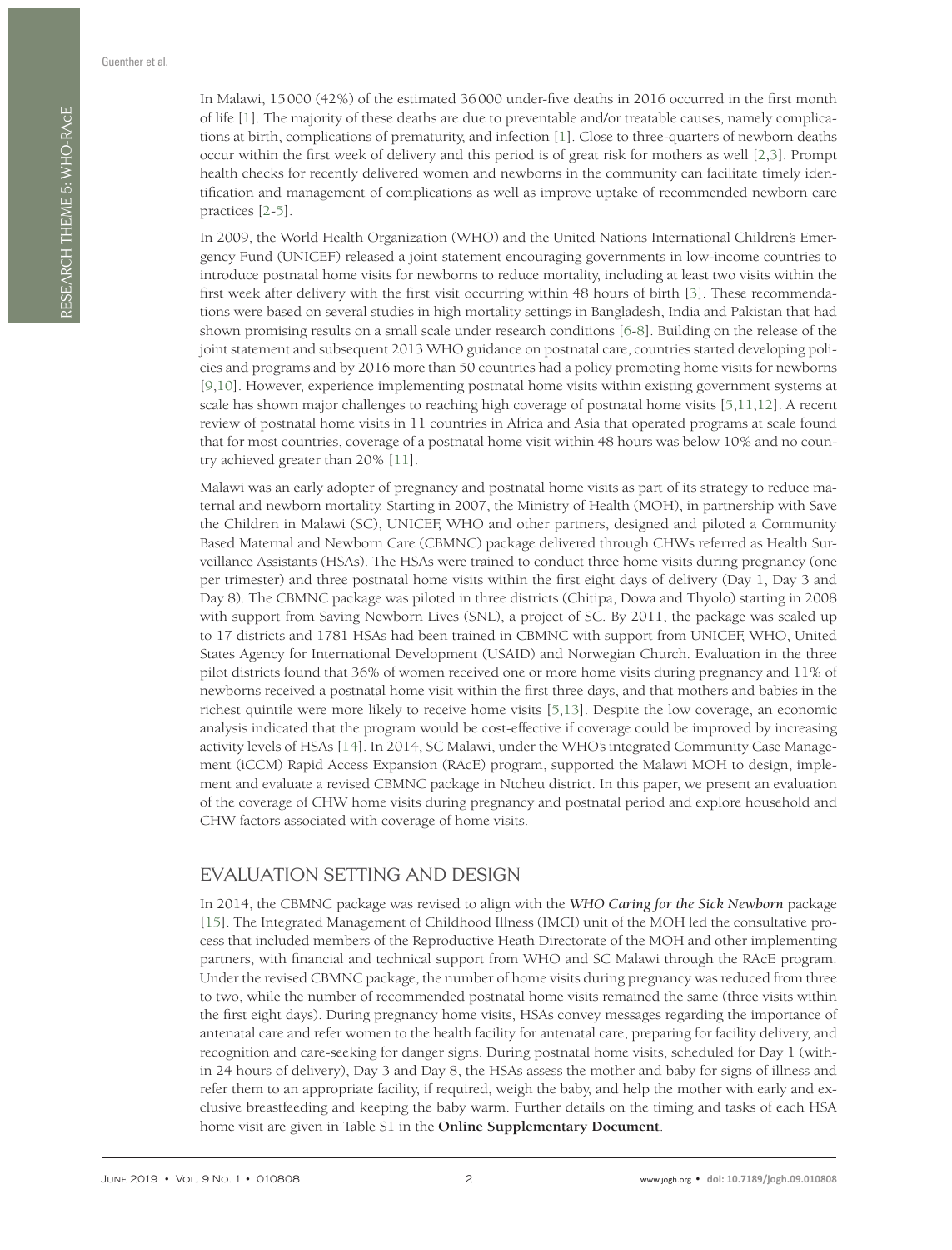In Malawi, 15 000 (42%) of the estimated 36 000 under-five deaths in 2016 occurred in the first month of life [1]. The majority of these deaths are due to preventable and/or treatable causes, namely complications at birth, complications of prematurity, and infection [1]. Close to three-quarters of newborn deaths occur within the first week of delivery and this period is of great risk for mothers as well [2,3]. Prompt health checks for recently delivered women and newborns in the community can facilitate timely identification and management of complications as well as improve uptake of recommended newborn care practices [2-5].

In 2009, the World Health Organization (WHO) and the United Nations International Children's Emergency Fund (UNICEF) released a joint statement encouraging governments in low-income countries to introduce postnatal home visits for newborns to reduce mortality, including at least two visits within the first week after delivery with the first visit occurring within 48 hours of birth [3]. These recommendations were based on several studies in high mortality settings in Bangladesh, India and Pakistan that had shown promising results on a small scale under research conditions [6-8]. Building on the release of the joint statement and subsequent 2013 WHO guidance on postnatal care, countries started developing policies and programs and by 2016 more than 50 countries had a policy promoting home visits for newborns [9,10]. However, experience implementing postnatal home visits within existing government systems at scale has shown major challenges to reaching high coverage of postnatal home visits [5,11,12]. A recent review of postnatal home visits in 11 countries in Africa and Asia that operated programs at scale found that for most countries, coverage of a postnatal home visit within 48 hours was below 10% and no country achieved greater than 20% [11].

Malawi was an early adopter of pregnancy and postnatal home visits as part of its strategy to reduce maternal and newborn mortality. Starting in 2007, the Ministry of Health (MOH), in partnership with Save the Children in Malawi (SC), UNICEF, WHO and other partners, designed and piloted a Community Based Maternal and Newborn Care (CBMNC) package delivered through CHWs referred as Health Surveillance Assistants (HSAs). The HSAs were trained to conduct three home visits during pregnancy (one per trimester) and three postnatal home visits within the first eight days of delivery (Day 1, Day 3 and Day 8). The CBMNC package was piloted in three districts (Chitipa, Dowa and Thyolo) starting in 2008 with support from Saving Newborn Lives (SNL), a project of SC. By 2011, the package was scaled up to 17 districts and 1781 HSAs had been trained in CBMNC with support from UNICEF, WHO, United States Agency for International Development (USAID) and Norwegian Church. Evaluation in the three pilot districts found that 36% of women received one or more home visits during pregnancy and 11% of newborns received a postnatal home visit within the first three days, and that mothers and babies in the richest quintile were more likely to receive home visits [5,13]. Despite the low coverage, an economic analysis indicated that the program would be cost-effective if coverage could be improved by increasing activity levels of HSAs [14]. In 2014, SC Malawi, under the WHO's integrated Community Case Management (iCCM) Rapid Access Expansion (RAcE) program, supported the Malawi MOH to design, implement and evaluate a revised CBMNC package in Ntcheu district. In this paper, we present an evaluation of the coverage of CHW home visits during pregnancy and postnatal period and explore household and CHW factors associated with coverage of home visits.

## EVALUATION SETTING AND DESIGN

In 2014, the CBMNC package was revised to align with the *WHO Caring for the Sick Newborn* package [15]. The Integrated Management of Childhood Illness (IMCI) unit of the MOH led the consultative process that included members of the Reproductive Heath Directorate of the MOH and other implementing partners, with financial and technical support from WHO and SC Malawi through the RAcE program. Under the revised CBMNC package, the number of home visits during pregnancy was reduced from three to two, while the number of recommended postnatal home visits remained the same (three visits within the first eight days). During pregnancy home visits, HSAs convey messages regarding the importance of antenatal care and refer women to the health facility for antenatal care, preparing for facility delivery, and recognition and care-seeking for danger signs. During postnatal home visits, scheduled for Day 1 (within 24 hours of delivery), Day 3 and Day 8, the HSAs assess the mother and baby for signs of illness and refer them to an appropriate facility, if required, weigh the baby, and help the mother with early and exclusive breastfeeding and keeping the baby warm. Further details on the timing and tasks of each HSA home visit are given in Table S1 in the **Online Supplementary Document**.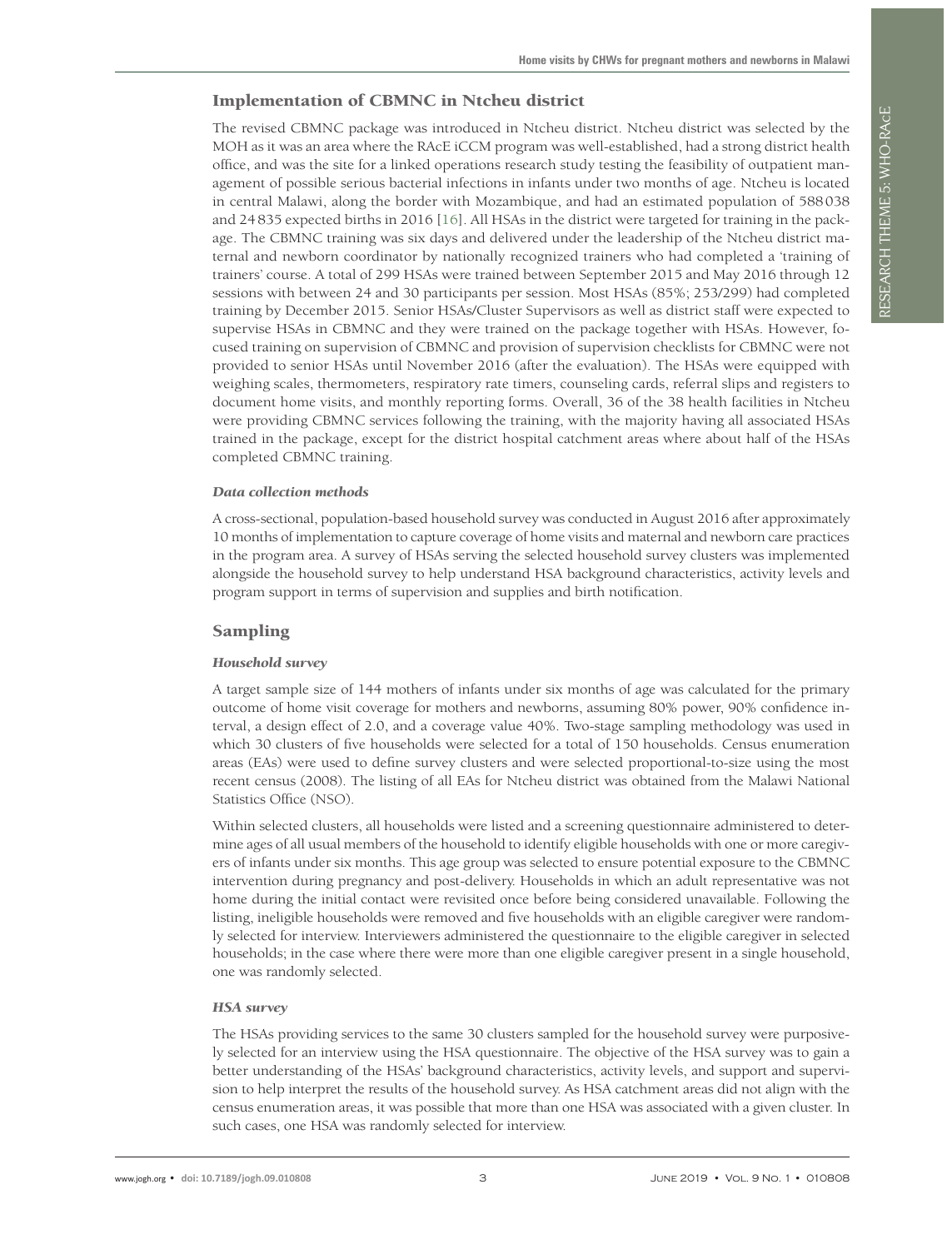## Implementation of CBMNC in Ntcheu district

The revised CBMNC package was introduced in Ntcheu district. Ntcheu district was selected by the MOH as it was an area where the RAcE iCCM program was well-established, had a strong district health office, and was the site for a linked operations research study testing the feasibility of outpatient management of possible serious bacterial infections in infants under two months of age. Ntcheu is located in central Malawi, along the border with Mozambique, and had an estimated population of 588 038 and 24 835 expected births in 2016 [16]. All HSAs in the district were targeted for training in the package. The CBMNC training was six days and delivered under the leadership of the Ntcheu district maternal and newborn coordinator by nationally recognized trainers who had completed a 'training of trainers' course. A total of 299 HSAs were trained between September 2015 and May 2016 through 12 sessions with between 24 and 30 participants per session. Most HSAs (85%; 253/299) had completed training by December 2015. Senior HSAs/Cluster Supervisors as well as district staff were expected to supervise HSAs in CBMNC and they were trained on the package together with HSAs. However, focused training on supervision of CBMNC and provision of supervision checklists for CBMNC were not provided to senior HSAs until November 2016 (after the evaluation). The HSAs were equipped with weighing scales, thermometers, respiratory rate timers, counseling cards, referral slips and registers to document home visits, and monthly reporting forms. Overall, 36 of the 38 health facilities in Ntcheu were providing CBMNC services following the training, with the majority having all associated HSAs trained in the package, except for the district hospital catchment areas where about half of the HSAs completed CBMNC training.

### *Data collection methods*

A cross-sectional, population-based household survey was conducted in August 2016 after approximately 10 months of implementation to capture coverage of home visits and maternal and newborn care practices in the program area. A survey of HSAs serving the selected household survey clusters was implemented alongside the household survey to help understand HSA background characteristics, activity levels and program support in terms of supervision and supplies and birth notification.

## Sampling

### *Household survey*

A target sample size of 144 mothers of infants under six months of age was calculated for the primary outcome of home visit coverage for mothers and newborns, assuming 80% power, 90% confidence interval, a design effect of 2.0, and a coverage value 40%. Two-stage sampling methodology was used in which 30 clusters of five households were selected for a total of 150 households. Census enumeration areas (EAs) were used to define survey clusters and were selected proportional-to-size using the most recent census (2008). The listing of all EAs for Ntcheu district was obtained from the Malawi National Statistics Office (NSO).

Within selected clusters, all households were listed and a screening questionnaire administered to determine ages of all usual members of the household to identify eligible households with one or more caregivers of infants under six months. This age group was selected to ensure potential exposure to the CBMNC intervention during pregnancy and post-delivery. Households in which an adult representative was not home during the initial contact were revisited once before being considered unavailable. Following the listing, ineligible households were removed and five households with an eligible caregiver were randomly selected for interview. Interviewers administered the questionnaire to the eligible caregiver in selected households; in the case where there were more than one eligible caregiver present in a single household, one was randomly selected.

### *HSA survey*

The HSAs providing services to the same 30 clusters sampled for the household survey were purposively selected for an interview using the HSA questionnaire. The objective of the HSA survey was to gain a better understanding of the HSAs' background characteristics, activity levels, and support and supervision to help interpret the results of the household survey. As HSA catchment areas did not align with the census enumeration areas, it was possible that more than one HSA was associated with a given cluster. In such cases, one HSA was randomly selected for interview.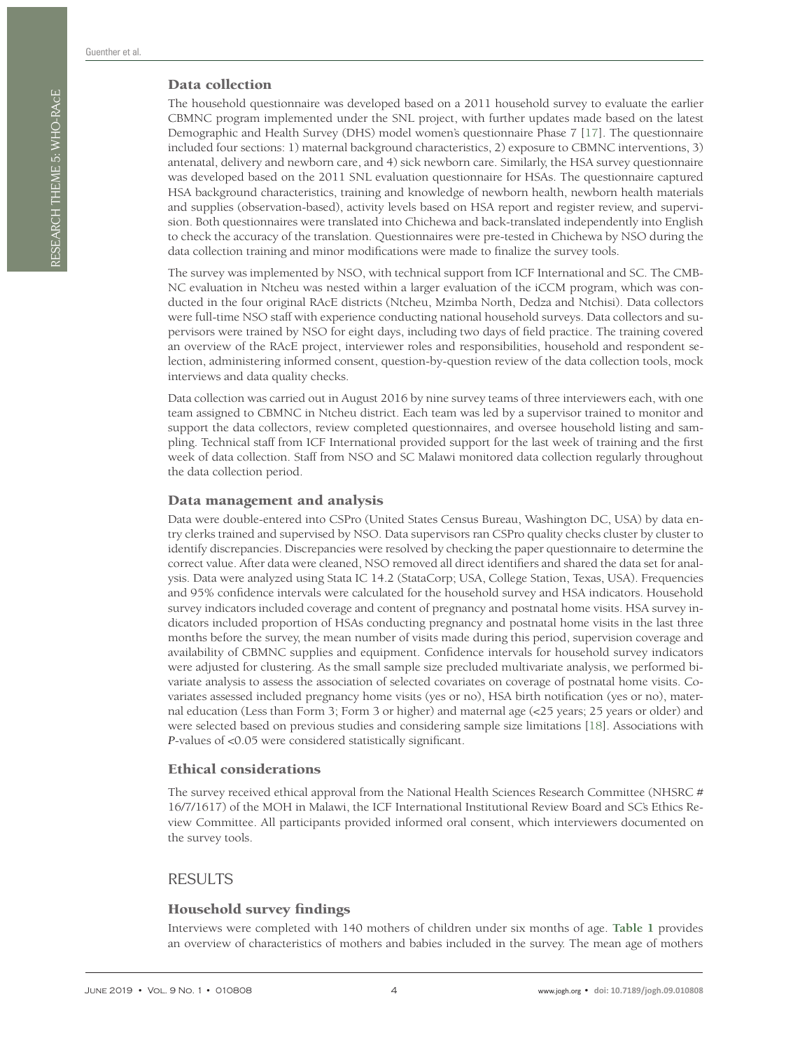## Data collection

The household questionnaire was developed based on a 2011 household survey to evaluate the earlier CBMNC program implemented under the SNL project, with further updates made based on the latest Demographic and Health Survey (DHS) model women's questionnaire Phase 7 [17]. The questionnaire included four sections: 1) maternal background characteristics, 2) exposure to CBMNC interventions, 3) antenatal, delivery and newborn care, and 4) sick newborn care. Similarly, the HSA survey questionnaire was developed based on the 2011 SNL evaluation questionnaire for HSAs. The questionnaire captured HSA background characteristics, training and knowledge of newborn health, newborn health materials and supplies (observation-based), activity levels based on HSA report and register review, and supervision. Both questionnaires were translated into Chichewa and back-translated independently into English to check the accuracy of the translation. Questionnaires were pre-tested in Chichewa by NSO during the data collection training and minor modifications were made to finalize the survey tools.

The survey was implemented by NSO, with technical support from ICF International and SC. The CBMNC evaluation in Ntcheu was nested within a larger evaluation of the iCCM program, which was conducted in the four original RAcE districts (Ntcheu, Mzimba North, Dedza and Ntchisi). Data collectors were full-time NSO staff with experience conducting national household surveys. Data collectors and supervisors were trained by NSO for eight days, including two days of field practice. The training covered an overview of the RAcE project, interviewer roles and responsibilities, household and respondent selection, administering informed consent, question-by-question review of the data collection tools, mock interviews and data quality checks.

Data collection was carried out in August 2016 by nine survey teams of three interviewers each, with one team assigned to CBMNC in Ntcheu district. Each team was led by a supervisor trained to monitor and support the data collectors, review completed questionnaires, and oversee household listing and sampling. Technical staff from ICF International provided support for the last week of training and the first week of data collection. Staff from NSO and SC Malawi monitored data collection regularly throughout the data collection period.

## Data management and analysis

Data were double-entered into CSPro (United States Census Bureau, Washington DC, USA) by data entry clerks trained and supervised by NSO. Data supervisors ran CSPro quality checks cluster by cluster to identify discrepancies. Discrepancies were resolved by checking the paper questionnaire to determine the correct value. After data were cleaned, NSO removed all direct identifiers and shared the data set for analysis. Data were analyzed using Stata IC 14.2 (StataCorp; USA, College Station, Texas, USA). Frequencies and 95% confidence intervals were calculated for the household survey and HSA indicators. Household survey indicators included coverage and content of pregnancy and postnatal home visits. HSA survey indicators included proportion of HSAs conducting pregnancy and postnatal home visits in the last three months before the survey, the mean number of visits made during this period, supervision coverage and availability of CBMNC supplies and equipment. Confidence intervals for household survey indicators were adjusted for clustering. As the small sample size precluded multivariate analysis, we performed bivariate analysis to assess the association of selected covariates on coverage of postnatal home visits. Covariates assessed included pregnancy home visits (yes or no), HSA birth notification (yes or no), maternal education (Less than Form 3; Form 3 or higher) and maternal age (<25 years; 25 years or older) and were selected based on previous studies and considering sample size limitations [18]. Associations with *P*-values of <0.05 were considered statistically significant.

## Ethical considerations

The survey received ethical approval from the National Health Sciences Research Committee (NHSRC # 16/7/1617) of the MOH in Malawi, the ICF International Institutional Review Board and SC's Ethics Review Committee. All participants provided informed oral consent, which interviewers documented on the survey tools.

# RESULTS

## Household survey findings

Interviews were completed with 140 mothers of children under six months of age. **Table 1** provides an overview of characteristics of mothers and babies included in the survey. The mean age of mothers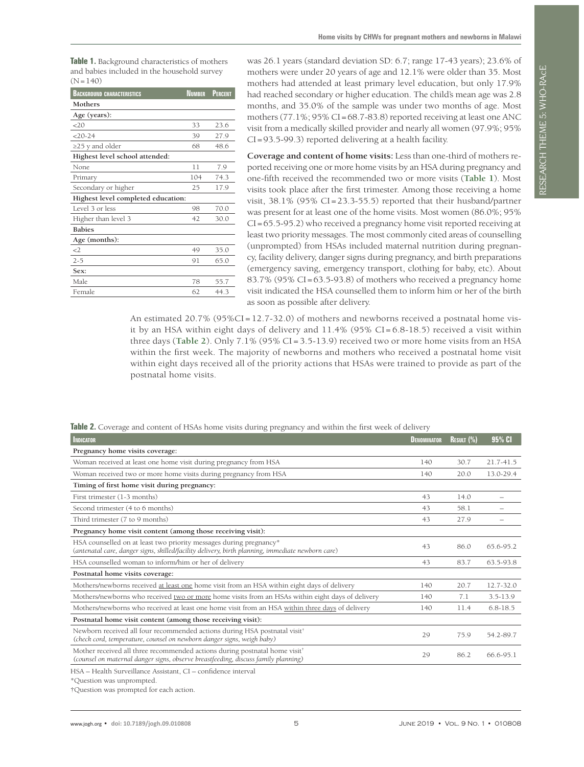**Table 1.** Background characteristics of mothers and babies included in the household survey (N = 140)

| Background characteristics | Number | Percent |
|---|---|---|
| **Mothers** | | |
| **Age (years):** | | |
| <20 | 33 | 23.6 |
| <20-24 | 39 | 27.9 |
| ≥25 y and older | 68 | 48.6 |
| **Highest level school attended:** | | |
| None | 11 | 7.9 |
| Primary | 104 | 74.3 |
| Secondary or higher | 25 | 17.9 |
| **Highest level completed education:** | | |
| Level 3 or less | 98 | 70.0 |
| Higher than level 3 | 42 | 30.0 |
| **Babies** | | |
| **Age (months):** | | |
| <2 | 49 | 35.0 |
| 2-5 | 91 | 65.0 |
| **Sex:** | | |
| Male | 78 | 55.7 |
| Female | 62 | 44.3 |

was 26.1 years (standard deviation SD: 6.7; range 17-43 years); 23.6% of mothers were under 20 years of age and 12.1% were older than 35. Most mothers had attended at least primary level education, but only 17.9% had reached secondary or higher education. The child's mean age was 2.8 months, and 35.0% of the sample was under two months of age. Most mothers (77.1%; 95% CI = 68.7-83.8) reported receiving at least one ANC visit from a medically skilled provider and nearly all women (97.9%; 95% CI = 93.5-99.3) reported delivering at a health facility.

**Coverage and content of home visits:** Less than one-third of mothers reported receiving one or more home visits by an HSA during pregnancy and one-fifth received the recommended two or more visits (**Table 1**). Most visits took place after the first trimester. Among those receiving a home visit, 38.1% (95% CI = 23.3-55.5) reported that their husband/partner was present for at least one of the home visits. Most women (86.0%; 95% CI = 65.5-95.2) who received a pregnancy home visit reported receiving at least two priority messages. The most commonly cited areas of counselling (unprompted) from HSAs included maternal nutrition during pregnancy, facility delivery, danger signs during pregnancy, and birth preparations (emergency saving, emergency transport, clothing for baby, etc). About 83.7% (95% CI = 63.5-93.8) of mothers who received a pregnancy home visit indicated the HSA counselled them to inform him or her of the birth as soon as possible after delivery.

An estimated 20.7% (95%CI = 12.7-32.0) of mothers and newborns received a postnatal home visit by an HSA within eight days of delivery and 11.4% (95% CI = 6.8-18.5) received a visit within three days (**Table 2**). Only 7.1% (95% CI = 3.5-13.9) received two or more home visits from an HSA within the first week. The majority of newborns and mothers who received a postnatal home visit within eight days received all of the priority actions that HSAs were trained to provide as part of the postnatal home visits.

**Table 2.** Coverage and content of HSAs home visits during pregnancy and within the first week of delivery

| Indicator | Denominator | Result (%) | 95% CI |
|---|---|---|---|
| **Pregnancy home visits coverage:** | | | |
| Woman received at least one home visit during pregnancy from HSA | 140 | 30.7 | 21.7-41.5 |
| Woman received two or more home visits during pregnancy from HSA | 140 | 20.0 | 13.0-29.4 |
| **Timing of first home visit during pregnancy:** | | | |
| First trimester (1-3 months) | 43 | 14.0 | – |
| Second trimester (4 to 6 months) | 43 | 58.1 | – |
| Third trimester (7 to 9 months) | 43 | 27.9 | – |
| **Pregnancy home visit content (among those receiving visit):** | | | |
| HSA counselled on at least two priority messages during pregnancy* *(antenatal care, danger signs, skilled/facility delivery, birth planning, immediate newborn care)* | 43 | 86.0 | 65.6-95.2 |
| HSA counselled woman to inform/him or her of delivery | 43 | 83.7 | 63.5-93.8 |
| **Postnatal home visits coverage:** | | | |
| Mothers/newborns received at least one home visit from an HSA within eight days of delivery | 140 | 20.7 | 12.7-32.0 |
| Mothers/newborns who received two or more home visits from an HSAs within eight days of delivery | 140 | 7.1 | 3.5-13.9 |
| Mothers/newborns who received at least one home visit from an HSA within three days of delivery | 140 | 11.4 | 6.8-18.5 |
| **Postnatal home visit content (among those receiving visit):** | | | |
| Newborn received all four recommended actions during HSA postnatal visit† *(check cord, temperature, counsel on newborn danger signs, weigh baby)* | 29 | 75.9 | 54.2-89.7 |
| Mother received all three recommended actions during postnatal home visit† *(counsel on maternal danger signs, observe breastfeeding, discuss family planning)* | 29 | 86.2 | 66.6-95.1 |

HSA – Health Surveillance Assistant, CI – confidence interval

*Question was unprompted.

†Question was prompted for each action.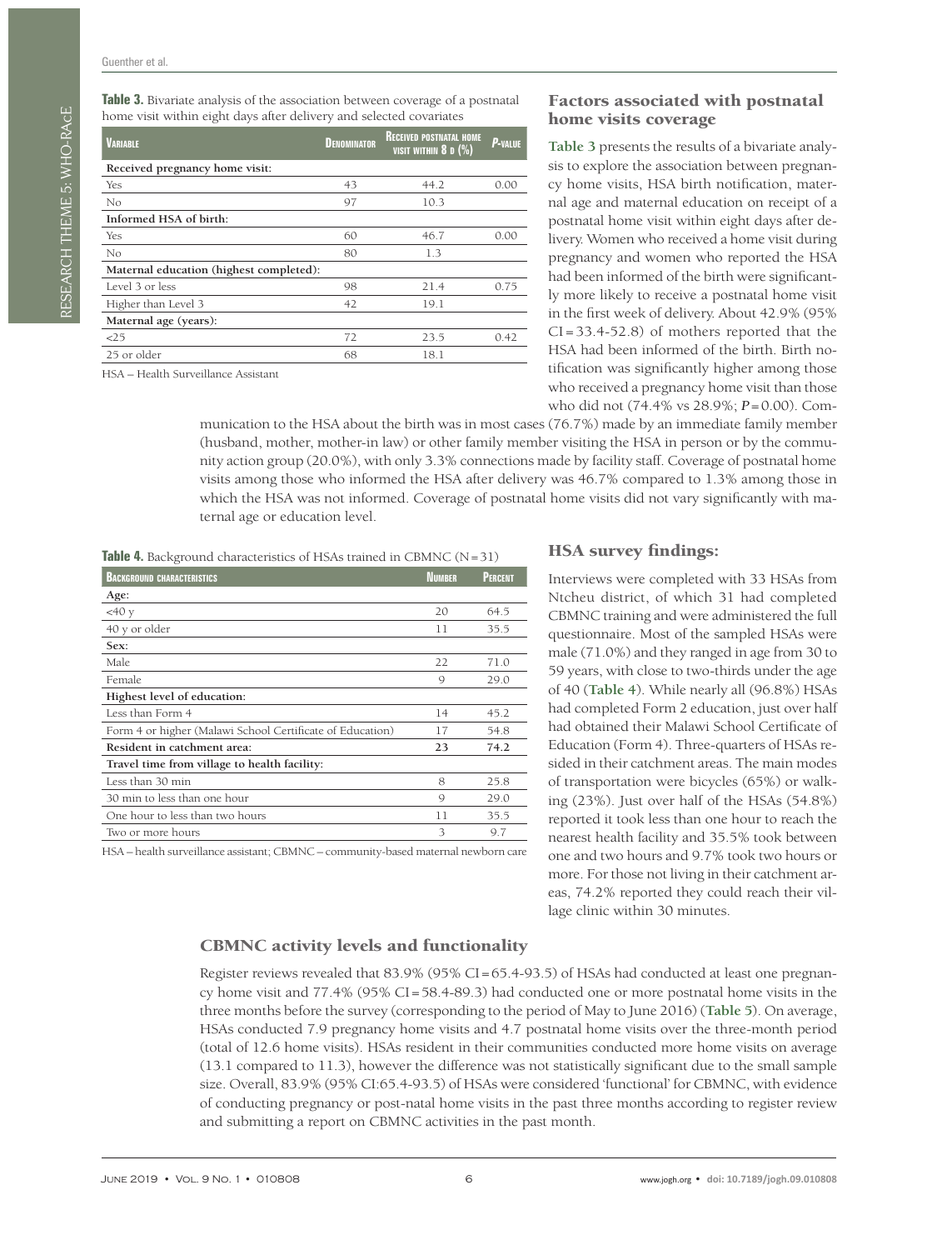**Table 3.** Bivariate analysis of the association between coverage of a postnatal home visit within eight days after delivery and selected covariates

| Variable | Denominator | Received postnatal home visit within 8 d (%) | P-value |
|---|---|---|---|
| **Received pregnancy home visit:** | | | |
| Yes | 43 | 44.2 | 0.00 |
| No | 97 | 10.3 | |
| **Informed HSA of birth:** | | | |
| Yes | 60 | 46.7 | 0.00 |
| No | 80 | 1.3 | |
| **Maternal education (highest completed):** | | | |
| Level 3 or less | 98 | 21.4 | 0.75 |
| Higher than Level 3 | 42 | 19.1 | |
| **Maternal age (years):** | | | |
| <25 | 72 | 23.5 | 0.42 |
| 25 or older | 68 | 18.1 | |

HSA – Health Surveillance Assistant

## Factors associated with postnatal home visits coverage

**Table 3** presents the results of a bivariate analysis to explore the association between pregnancy home visits, HSA birth notification, maternal age and maternal education on receipt of a postnatal home visit within eight days after delivery. Women who received a home visit during pregnancy and women who reported the HSA had been informed of the birth were significantly more likely to receive a postnatal home visit in the first week of delivery. About 42.9% (95% CI = 33.4-52.8) of mothers reported that the HSA had been informed of the birth. Birth notification was significantly higher among those who received a pregnancy home visit than those who did not (74.4% vs 28.9%; *P* = 0.00). Communication to the HSA about the birth was in most cases (76.7%) made by an immediate family member (husband, mother, mother-in law) or other family member visiting the HSA in person or by the community action group (20.0%), with only 3.3% connections made by facility staff. Coverage of postnatal home visits among those who informed the HSA after delivery was 46.7% compared to 1.3% among those in which the HSA was not informed. Coverage of postnatal home visits did not vary significantly with maternal age or education level.

**Table 4.** Background characteristics of HSAs trained in CBMNC (N = 31)

| Background characteristics | Number | Percent |
|---|---|---|
| **Age:** | | |
| <40 y | 20 | 64.5 |
| 40 y or older | 11 | 35.5 |
| **Sex:** | | |
| Male | 22 | 71.0 |
| Female | 9 | 29.0 |
| **Highest level of education:** | | |
| Less than Form 4 | 14 | 45.2 |
| Form 4 or higher (Malawi School Certificate of Education) | 17 | 54.8 |
| **Resident in catchment area:** | **23** | **74.2** |
| **Travel time from village to health facility:** | | |
| Less than 30 min | 8 | 25.8 |
| 30 min to less than one hour | 9 | 29.0 |
| One hour to less than two hours | 11 | 35.5 |
| Two or more hours | 3 | 9.7 |

HSA – health surveillance assistant; CBMNC – community-based maternal newborn care

## HSA survey findings:

Interviews were completed with 33 HSAs from Ntcheu district, of which 31 had completed CBMNC training and were administered the full questionnaire. Most of the sampled HSAs were male (71.0%) and they ranged in age from 30 to 59 years, with close to two-thirds under the age of 40 (**Table 4**). While nearly all (96.8%) HSAs had completed Form 2 education, just over half had obtained their Malawi School Certificate of Education (Form 4). Three-quarters of HSAs resided in their catchment areas. The main modes of transportation were bicycles (65%) or walking (23%). Just over half of the HSAs (54.8%) reported it took less than one hour to reach the nearest health facility and 35.5% took between one and two hours and 9.7% took two hours or more. For those not living in their catchment areas, 74.2% reported they could reach their village clinic within 30 minutes.

## CBMNC activity levels and functionality

Register reviews revealed that 83.9% (95% CI = 65.4-93.5) of HSAs had conducted at least one pregnancy home visit and 77.4% (95% CI = 58.4-89.3) had conducted one or more postnatal home visits in the three months before the survey (corresponding to the period of May to June 2016) (**Table 5**). On average, HSAs conducted 7.9 pregnancy home visits and 4.7 postnatal home visits over the three-month period (total of 12.6 home visits). HSAs resident in their communities conducted more home visits on average (13.1 compared to 11.3), however the difference was not statistically significant due to the small sample size. Overall, 83.9% (95% CI:65.4-93.5) of HSAs were considered 'functional' for CBMNC, with evidence of conducting pregnancy or post-natal home visits in the past three months according to register review and submitting a report on CBMNC activities in the past month.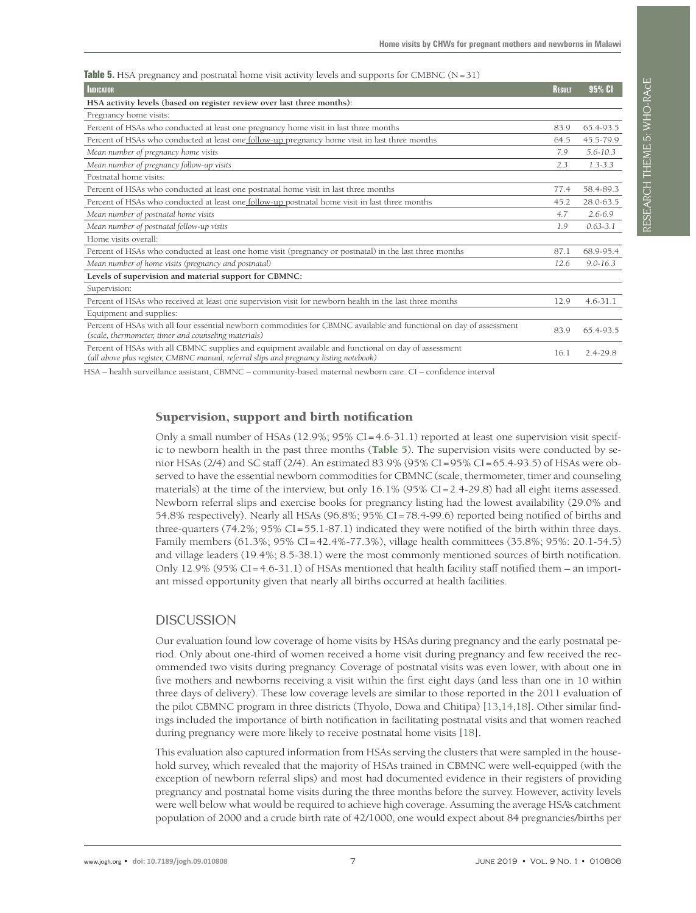**Table 5.** HSA pregnancy and postnatal home visit activity levels and supports for CMBNC (N = 31)

| Indicator | Result | 95% CI |
|---|---|---|
| **HSA activity levels (based on register review over last three months):** | | |
| Pregnancy home visits: | | |
| Percent of HSAs who conducted at least one pregnancy home visit in last three months | 83.9 | 65.4-93.5 |
| Percent of HSAs who conducted at least one follow-up pregnancy home visit in last three months | 64.5 | 45.5-79.9 |
| *Mean number of pregnancy home visits* | *7.9* | *5.6-10.3* |
| *Mean number of pregnancy follow-up visits* | *2.3* | *1.3-3.3* |
| Postnatal home visits: | | |
| Percent of HSAs who conducted at least one postnatal home visit in last three months | 77.4 | 58.4-89.3 |
| Percent of HSAs who conducted at least one follow-up postnatal home visit in last three months | 45.2 | 28.0-63.5 |
| *Mean number of postnatal home visits* | *4.7* | *2.6-6.9* |
| *Mean number of postnatal follow-up visits* | *1.9* | *0.63-3.1* |
| Home visits overall: | | |
| Percent of HSAs who conducted at least one home visit (pregnancy or postnatal) in the last three months | 87.1 | 68.9-95.4 |
| *Mean number of home visits (pregnancy and postnatal)* | *12.6* | *9.0-16.3* |
| **Levels of supervision and material support for CBMNC:** | | |
| Supervision: | | |
| Percent of HSAs who received at least one supervision visit for newborn health in the last three months | 12.9 | 4.6-31.1 |
| Equipment and supplies: | | |
| Percent of HSAs with all four essential newborn commodities for CBMNC available and functional on day of assessment *(scale, thermometer, timer and counseling materials)* | 83.9 | 65.4-93.5 |
| Percent of HSAs with all CBMNC supplies and equipment available and functional on day of assessment *(all above plus register, CBMNC manual, referral slips and pregnancy listing notebook)* | 16.1 | 2.4-29.8 |

HSA – health surveillance assistant, CBMNC – community-based maternal newborn care. CI – confidence interval

### Supervision, support and birth notification

Only a small number of HSAs (12.9%; 95% CI = 4.6-31.1) reported at least one supervision visit specific to newborn health in the past three months (**Table 5**). The supervision visits were conducted by senior HSAs (2/4) and SC staff (2/4). An estimated 83.9% (95% CI = 95% CI = 65.4-93.5) of HSAs were observed to have the essential newborn commodities for CBMNC (scale, thermometer, timer and counseling materials) at the time of the interview, but only 16.1% (95% CI = 2.4-29.8) had all eight items assessed. Newborn referral slips and exercise books for pregnancy listing had the lowest availability (29.0% and 54.8% respectively). Nearly all HSAs (96.8%; 95% CI = 78.4-99.6) reported being notified of births and three-quarters (74.2%; 95% CI = 55.1-87.1) indicated they were notified of the birth within three days. Family members (61.3%; 95% CI = 42.4%-77.3%), village health committees (35.8%; 95%: 20.1-54.5) and village leaders (19.4%; 8.5-38.1) were the most commonly mentioned sources of birth notification. Only 12.9% (95% CI = 4.6-31.1) of HSAs mentioned that health facility staff notified them – an important missed opportunity given that nearly all births occurred at health facilities.

## DISCUSSION

Our evaluation found low coverage of home visits by HSAs during pregnancy and the early postnatal period. Only about one-third of women received a home visit during pregnancy and few received the recommended two visits during pregnancy. Coverage of postnatal visits was even lower, with about one in five mothers and newborns receiving a visit within the first eight days (and less than one in 10 within three days of delivery). These low coverage levels are similar to those reported in the 2011 evaluation of the pilot CBMNC program in three districts (Thyolo, Dowa and Chitipa) [13,14,18]. Other similar findings included the importance of birth notification in facilitating postnatal visits and that women reached during pregnancy were more likely to receive postnatal home visits [18].

This evaluation also captured information from HSAs serving the clusters that were sampled in the household survey, which revealed that the majority of HSAs trained in CBMNC were well-equipped (with the exception of newborn referral slips) and most had documented evidence in their registers of providing pregnancy and postnatal home visits during the three months before the survey. However, activity levels were well below what would be required to achieve high coverage. Assuming the average HSA's catchment population of 2000 and a crude birth rate of 42/1000, one would expect about 84 pregnancies/births per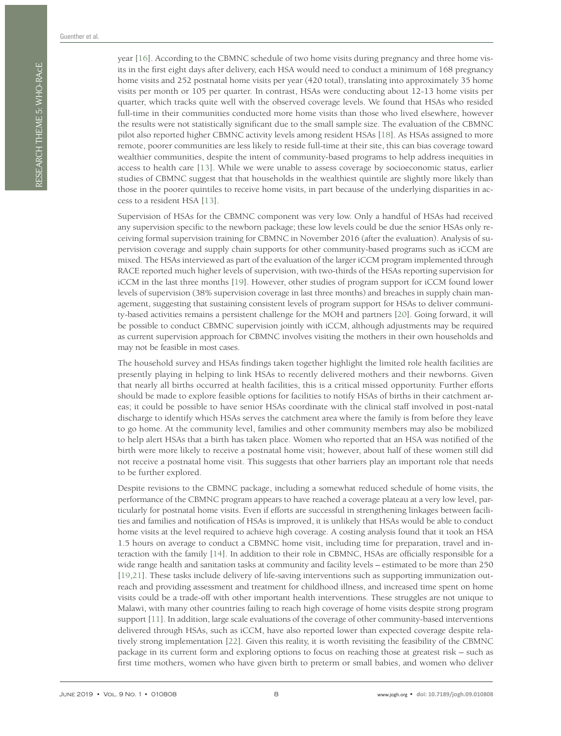year [16]. According to the CBMNC schedule of two home visits during pregnancy and three home visits in the first eight days after delivery, each HSA would need to conduct a minimum of 168 pregnancy home visits and 252 postnatal home visits per year (420 total), translating into approximately 35 home visits per month or 105 per quarter. In contrast, HSAs were conducting about 12-13 home visits per quarter, which tracks quite well with the observed coverage levels. We found that HSAs who resided full-time in their communities conducted more home visits than those who lived elsewhere, however the results were not statistically significant due to the small sample size. The evaluation of the CBMNC pilot also reported higher CBMNC activity levels among resident HSAs [18]. As HSAs assigned to more remote, poorer communities are less likely to reside full-time at their site, this can bias coverage toward wealthier communities, despite the intent of community-based programs to help address inequities in access to health care [13]. While we were unable to assess coverage by socioeconomic status, earlier studies of CBMNC suggest that that households in the wealthiest quintile are slightly more likely than those in the poorer quintiles to receive home visits, in part because of the underlying disparities in access to a resident HSA [13].

Supervision of HSAs for the CBMNC component was very low. Only a handful of HSAs had received any supervision specific to the newborn package; these low levels could be due the senior HSAs only receiving formal supervision training for CBMNC in November 2016 (after the evaluation). Analysis of supervision coverage and supply chain supports for other community-based programs such as iCCM are mixed. The HSAs interviewed as part of the evaluation of the larger iCCM program implemented through RACE reported much higher levels of supervision, with two-thirds of the HSAs reporting supervision for iCCM in the last three months [19]. However, other studies of program support for iCCM found lower levels of supervision (38% supervision coverage in last three months) and breaches in supply chain management, suggesting that sustaining consistent levels of program support for HSAs to deliver community-based activities remains a persistent challenge for the MOH and partners [20]. Going forward, it will be possible to conduct CBMNC supervision jointly with iCCM, although adjustments may be required as current supervision approach for CBMNC involves visiting the mothers in their own households and may not be feasible in most cases.

The household survey and HSAs findings taken together highlight the limited role health facilities are presently playing in helping to link HSAs to recently delivered mothers and their newborns. Given that nearly all births occurred at health facilities, this is a critical missed opportunity. Further efforts should be made to explore feasible options for facilities to notify HSAs of births in their catchment areas; it could be possible to have senior HSAs coordinate with the clinical staff involved in post-natal discharge to identify which HSAs serves the catchment area where the family is from before they leave to go home. At the community level, families and other community members may also be mobilized to help alert HSAs that a birth has taken place. Women who reported that an HSA was notified of the birth were more likely to receive a postnatal home visit; however, about half of these women still did not receive a postnatal home visit. This suggests that other barriers play an important role that needs to be further explored.

Despite revisions to the CBMNC package, including a somewhat reduced schedule of home visits, the performance of the CBMNC program appears to have reached a coverage plateau at a very low level, particularly for postnatal home visits. Even if efforts are successful in strengthening linkages between facilities and families and notification of HSAs is improved, it is unlikely that HSAs would be able to conduct home visits at the level required to achieve high coverage. A costing analysis found that it took an HSA 1.5 hours on average to conduct a CBMNC home visit, including time for preparation, travel and interaction with the family [14]. In addition to their role in CBMNC, HSAs are officially responsible for a wide range health and sanitation tasks at community and facility levels – estimated to be more than 250 [19,21]. These tasks include delivery of life-saving interventions such as supporting immunization outreach and providing assessment and treatment for childhood illness, and increased time spent on home visits could be a trade-off with other important health interventions. These struggles are not unique to Malawi, with many other countries failing to reach high coverage of home visits despite strong program support [11]. In addition, large scale evaluations of the coverage of other community-based interventions delivered through HSAs, such as iCCM, have also reported lower than expected coverage despite relatively strong implementation [22]. Given this reality, it is worth revisiting the feasibility of the CBMNC package in its current form and exploring options to focus on reaching those at greatest risk – such as first time mothers, women who have given birth to preterm or small babies, and women who deliver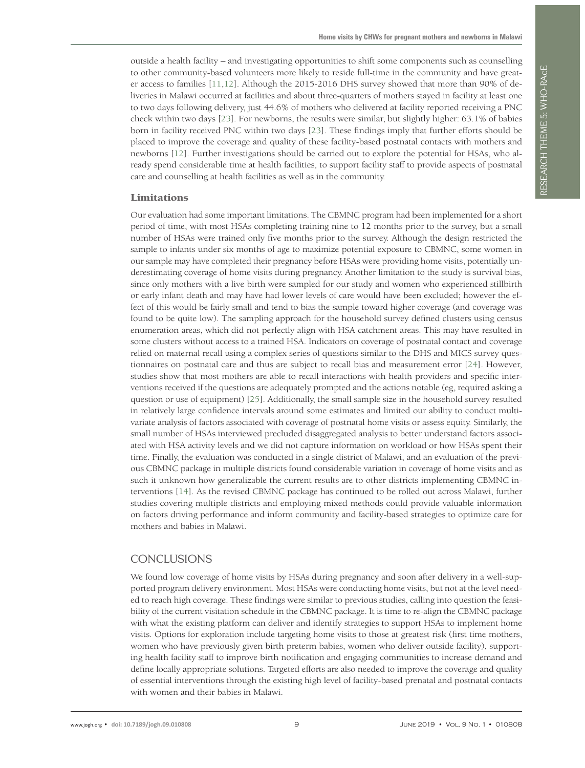outside a health facility – and investigating opportunities to shift some components such as counselling to other community-based volunteers more likely to reside full-time in the community and have greater access to families [11,12]. Although the 2015-2016 DHS survey showed that more than 90% of deliveries in Malawi occurred at facilities and about three-quarters of mothers stayed in facility at least one to two days following delivery, just 44.6% of mothers who delivered at facility reported receiving a PNC check within two days [23]. For newborns, the results were similar, but slightly higher: 63.1% of babies born in facility received PNC within two days [23]. These findings imply that further efforts should be placed to improve the coverage and quality of these facility-based postnatal contacts with mothers and newborns [12]. Further investigations should be carried out to explore the potential for HSAs, who already spend considerable time at health facilities, to support facility staff to provide aspects of postnatal care and counselling at health facilities as well as in the community.

### Limitations

Our evaluation had some important limitations. The CBMNC program had been implemented for a short period of time, with most HSAs completing training nine to 12 months prior to the survey, but a small number of HSAs were trained only five months prior to the survey. Although the design restricted the sample to infants under six months of age to maximize potential exposure to CBMNC, some women in our sample may have completed their pregnancy before HSAs were providing home visits, potentially underestimating coverage of home visits during pregnancy. Another limitation to the study is survival bias, since only mothers with a live birth were sampled for our study and women who experienced stillbirth or early infant death and may have had lower levels of care would have been excluded; however the effect of this would be fairly small and tend to bias the sample toward higher coverage (and coverage was found to be quite low). The sampling approach for the household survey defined clusters using census enumeration areas, which did not perfectly align with HSA catchment areas. This may have resulted in some clusters without access to a trained HSA. Indicators on coverage of postnatal contact and coverage relied on maternal recall using a complex series of questions similar to the DHS and MICS survey questionnaires on postnatal care and thus are subject to recall bias and measurement error [24]. However, studies show that most mothers are able to recall interactions with health providers and specific interventions received if the questions are adequately prompted and the actions notable (eg, required asking a question or use of equipment) [25]. Additionally, the small sample size in the household survey resulted in relatively large confidence intervals around some estimates and limited our ability to conduct multivariate analysis of factors associated with coverage of postnatal home visits or assess equity. Similarly, the small number of HSAs interviewed precluded disaggregated analysis to better understand factors associated with HSA activity levels and we did not capture information on workload or how HSAs spent their time. Finally, the evaluation was conducted in a single district of Malawi, and an evaluation of the previous CBMNC package in multiple districts found considerable variation in coverage of home visits and as such it unknown how generalizable the current results are to other districts implementing CBMNC interventions [14]. As the revised CBMNC package has continued to be rolled out across Malawi, further studies covering multiple districts and employing mixed methods could provide valuable information on factors driving performance and inform community and facility-based strategies to optimize care for mothers and babies in Malawi.

## CONCLUSIONS

We found low coverage of home visits by HSAs during pregnancy and soon after delivery in a well-supported program delivery environment. Most HSAs were conducting home visits, but not at the level needed to reach high coverage. These findings were similar to previous studies, calling into question the feasibility of the current visitation schedule in the CBMNC package. It is time to re-align the CBMNC package with what the existing platform can deliver and identify strategies to support HSAs to implement home visits. Options for exploration include targeting home visits to those at greatest risk (first time mothers, women who have previously given birth preterm babies, women who deliver outside facility), supporting health facility staff to improve birth notification and engaging communities to increase demand and define locally appropriate solutions. Targeted efforts are also needed to improve the coverage and quality of essential interventions through the existing high level of facility-based prenatal and postnatal contacts with women and their babies in Malawi.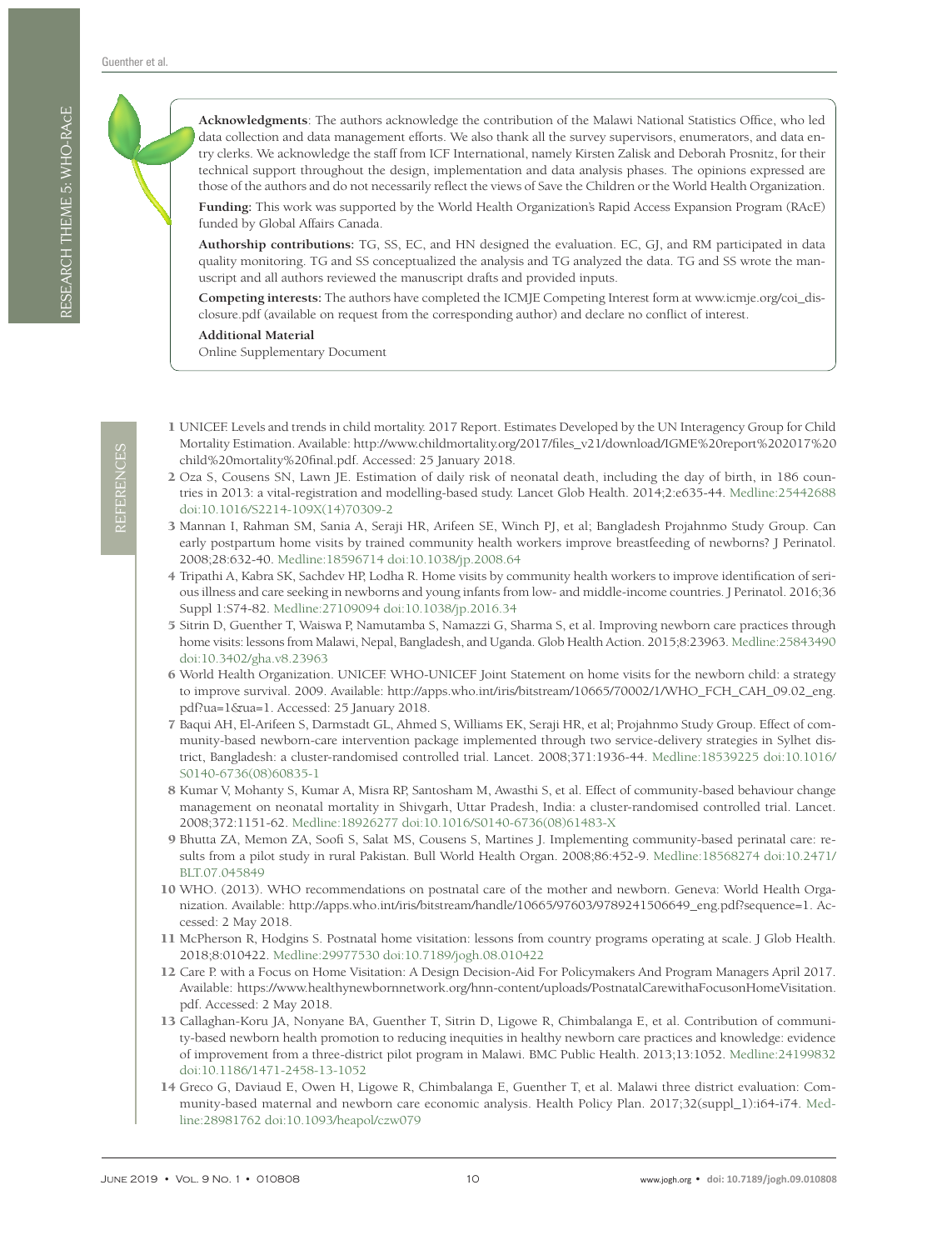**Acknowledgments**: The authors acknowledge the contribution of the Malawi National Statistics Office, who led data collection and data management efforts. We also thank all the survey supervisors, enumerators, and data entry clerks. We acknowledge the staff from ICF International, namely Kirsten Zalisk and Deborah Prosnitz, for their technical support throughout the design, implementation and data analysis phases. The opinions expressed are those of the authors and do not necessarily reflect the views of Save the Children or the World Health Organization.

**Funding:** This work was supported by the World Health Organization's Rapid Access Expansion Program (RAcE) funded by Global Affairs Canada.

**Authorship contributions:** TG, SS, EC, and HN designed the evaluation. EC, GJ, and RM participated in data quality monitoring. TG and SS conceptualized the analysis and TG analyzed the data. TG and SS wrote the manuscript and all authors reviewed the manuscript drafts and provided inputs.

**Competing interests:** The authors have completed the ICMJE Competing Interest form at www.icmje.org/coi_disclosure.pdf (available on request from the corresponding author) and declare no conflict of interest.

**Additional Material**

Online Supplementary Document

## REFERENCES

1. UNICEF. Levels and trends in child mortality. 2017 Report. Estimates Developed by the UN Interagency Group for Child Mortality Estimation. Available: http://www.childmortality.org/2017/files_v21/download/IGME%20report%202017%20child%20mortality%20final.pdf. Accessed: 25 January 2018.
2. Oza S, Cousens SN, Lawn JE. Estimation of daily risk of neonatal death, including the day of birth, in 186 countries in 2013: a vital-registration and modelling-based study. Lancet Glob Health. 2014;2:e635-44. Medline:25442688 doi:10.1016/S2214-109X(14)70309-2
3. Mannan I, Rahman SM, Sania A, Seraji HR, Arifeen SE, Winch PJ, et al; Bangladesh Projahnmo Study Group. Can early postpartum home visits by trained community health workers improve breastfeeding of newborns? J Perinatol. 2008;28:632-40. Medline:18596714 doi:10.1038/jp.2008.64
4. Tripathi A, Kabra SK, Sachdev HP, Lodha R. Home visits by community health workers to improve identification of serious illness and care seeking in newborns and young infants from low- and middle-income countries. J Perinatol. 2016;36 Suppl 1:S74-82. Medline:27109094 doi:10.1038/jp.2016.34
5. Sitrin D, Guenther T, Waiswa P, Namutamba S, Namazzi G, Sharma S, et al. Improving newborn care practices through home visits: lessons from Malawi, Nepal, Bangladesh, and Uganda. Glob Health Action. 2015;8:23963. Medline:25843490 doi:10.3402/gha.v8.23963
6. World Health Organization. UNICEF. WHO-UNICEF Joint Statement on home visits for the newborn child: a strategy to improve survival. 2009. Available: http://apps.who.int/iris/bitstream/10665/70002/1/WHO_FCH_CAH_09.02_eng.pdf?ua=1&ua=1. Accessed: 25 January 2018.
7. Baqui AH, El-Arifeen S, Darmstadt GL, Ahmed S, Williams EK, Seraji HR, et al; Projahnmo Study Group. Effect of community-based newborn-care intervention package implemented through two service-delivery strategies in Sylhet district, Bangladesh: a cluster-randomised controlled trial. Lancet. 2008;371:1936-44. Medline:18539225 doi:10.1016/S0140-6736(08)60835-1
8. Kumar V, Mohanty S, Kumar A, Misra RP, Santosham M, Awasthi S, et al. Effect of community-based behaviour change management on neonatal mortality in Shivgarh, Uttar Pradesh, India: a cluster-randomised controlled trial. Lancet. 2008;372:1151-62. Medline:18926277 doi:10.1016/S0140-6736(08)61483-X
9. Bhutta ZA, Memon ZA, Soofi S, Salat MS, Cousens S, Martines J. Implementing community-based perinatal care: results from a pilot study in rural Pakistan. Bull World Health Organ. 2008;86:452-9. Medline:18568274 doi:10.2471/BLT.07.045849
10. WHO. (2013). WHO recommendations on postnatal care of the mother and newborn. Geneva: World Health Organization. Available: http://apps.who.int/iris/bitstream/handle/10665/97603/9789241506649_eng.pdf?sequence=1. Accessed: 2 May 2018.
11. McPherson R, Hodgins S. Postnatal home visitation: lessons from country programs operating at scale. J Glob Health. 2018;8:010422. Medline:29977530 doi:10.7189/jogh.08.010422
12. Care P. with a Focus on Home Visitation: A Design Decision-Aid For Policymakers And Program Managers April 2017. Available: https://www.healthynewbornnetwork.org/hnn-content/uploads/PostnatalCarewithaFocusonHomeVisitation.pdf. Accessed: 2 May 2018.
13. Callaghan-Koru JA, Nonyane BA, Guenther T, Sitrin D, Ligowe R, Chimbalanga E, et al. Contribution of community-based newborn health promotion to reducing inequities in healthy newborn care practices and knowledge: evidence of improvement from a three-district pilot program in Malawi. BMC Public Health. 2013;13:1052. Medline:24199832 doi:10.1186/1471-2458-13-1052
14. Greco G, Daviaud E, Owen H, Ligowe R, Chimbalanga E, Guenther T, et al. Malawi three district evaluation: Community-based maternal and newborn care economic analysis. Health Policy Plan. 2017;32(suppl_1):i64-i74. Medline:28981762 doi:10.1093/heapol/czw079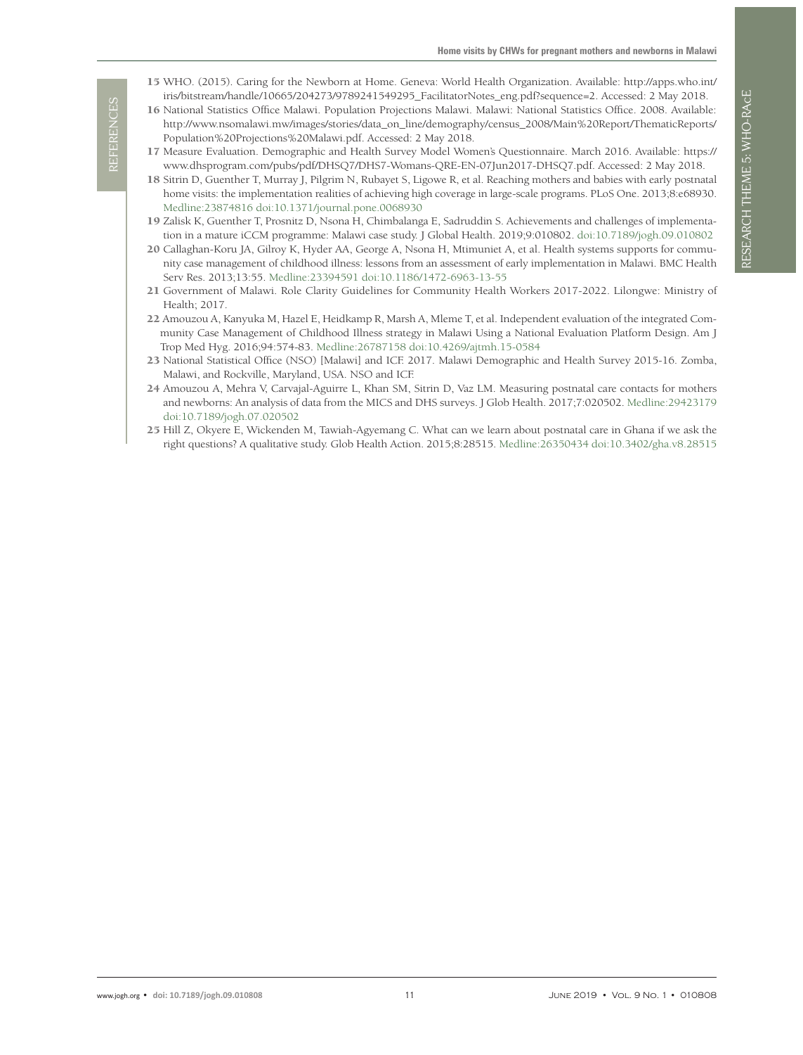15 WHO. (2015). Caring for the Newborn at Home. Geneva: World Health Organization. Available: http://apps.who.int/iris/bitstream/handle/10665/204273/9789241549295_FacilitatorNotes_eng.pdf?sequence=2. Accessed: 2 May 2018.

16 National Statistics Office Malawi. Population Projections Malawi. Malawi: National Statistics Office. 2008. Available: http://www.nsomalawi.mw/images/stories/data_on_line/demography/census_2008/Main%20Report/ThematicReports/Population%20Projections%20Malawi.pdf. Accessed: 2 May 2018.

17 Measure Evaluation. Demographic and Health Survey Model Women's Questionnaire. March 2016. Available: https://www.dhsprogram.com/pubs/pdf/DHSQ7/DHS7-Womans-QRE-EN-07Jun2017-DHSQ7.pdf. Accessed: 2 May 2018.

18 Sitrin D, Guenther T, Murray J, Pilgrim N, Rubayet S, Ligowe R, et al. Reaching mothers and babies with early postnatal home visits: the implementation realities of achieving high coverage in large-scale programs. PLoS One. 2013;8:e68930. Medline:23874816 doi:10.1371/journal.pone.0068930

19 Zalisk K, Guenther T, Prosnitz D, Nsona H, Chimbalanga E, Sadruddin S. Achievements and challenges of implementation in a mature iCCM programme: Malawi case study. J Global Health. 2019;9:010802. doi:10.7189/jogh.09.010802

20 Callaghan-Koru JA, Gilroy K, Hyder AA, George A, Nsona H, Mtimuniet A, et al. Health systems supports for community case management of childhood illness: lessons from an assessment of early implementation in Malawi. BMC Health Serv Res. 2013;13:55. Medline:23394591 doi:10.1186/1472-6963-13-55

21 Government of Malawi. Role Clarity Guidelines for Community Health Workers 2017-2022. Lilongwe: Ministry of Health; 2017.

22 Amouzou A, Kanyuka M, Hazel E, Heidkamp R, Marsh A, Mleme T, et al. Independent evaluation of the integrated Community Case Management of Childhood Illness strategy in Malawi Using a National Evaluation Platform Design. Am J Trop Med Hyg. 2016;94:574-83. Medline:26787158 doi:10.4269/ajtmh.15-0584

23 National Statistical Office (NSO) [Malawi] and ICF. 2017. Malawi Demographic and Health Survey 2015-16. Zomba, Malawi, and Rockville, Maryland, USA. NSO and ICF.

24 Amouzou A, Mehra V, Carvajal-Aguirre L, Khan SM, Sitrin D, Vaz LM. Measuring postnatal care contacts for mothers and newborns: An analysis of data from the MICS and DHS surveys. J Glob Health. 2017;7:020502. Medline:29423179 doi:10.7189/jogh.07.020502

25 Hill Z, Okyere E, Wickenden M, Tawiah-Agyemang C. What can we learn about postnatal care in Ghana if we ask the right questions? A qualitative study. Glob Health Action. 2015;8:28515. Medline:26350434 doi:10.3402/gha.v8.28515